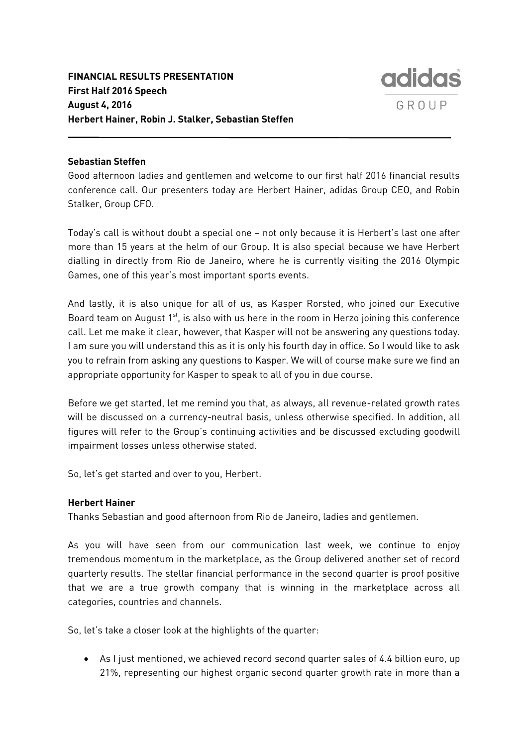**FINANCIAL RESULTS PRESENTATION**
**First Half 2016 Speech**
**August 4, 2016**
**Herbert Hainer, Robin J. Stalker, Sebastian Steffen**

**Sebastian Steffen**

Good afternoon ladies and gentlemen and welcome to our first half 2016 financial results conference call. Our presenters today are Herbert Hainer, adidas Group CEO, and Robin Stalker, Group CFO.

Today's call is without doubt a special one – not only because it is Herbert's last one after more than 15 years at the helm of our Group. It is also special because we have Herbert dialling in directly from Rio de Janeiro, where he is currently visiting the 2016 Olympic Games, one of this year's most important sports events.

And lastly, it is also unique for all of us, as Kasper Rorsted, who joined our Executive Board team on August 1st, is also with us here in the room in Herzo joining this conference call. Let me make it clear, however, that Kasper will not be answering any questions today. I am sure you will understand this as it is only his fourth day in office. So I would like to ask you to refrain from asking any questions to Kasper. We will of course make sure we find an appropriate opportunity for Kasper to speak to all of you in due course.

Before we get started, let me remind you that, as always, all revenue-related growth rates will be discussed on a currency-neutral basis, unless otherwise specified. In addition, all figures will refer to the Group's continuing activities and be discussed excluding goodwill impairment losses unless otherwise stated.

So, let's get started and over to you, Herbert.

**Herbert Hainer**

Thanks Sebastian and good afternoon from Rio de Janeiro, ladies and gentlemen.

As you will have seen from our communication last week, we continue to enjoy tremendous momentum in the marketplace, as the Group delivered another set of record quarterly results. The stellar financial performance in the second quarter is proof positive that we are a true growth company that is winning in the marketplace across all categories, countries and channels.

So, let's take a closer look at the highlights of the quarter:

- As I just mentioned, we achieved record second quarter sales of 4.4 billion euro, up 21%, representing our highest organic second quarter growth rate in more than a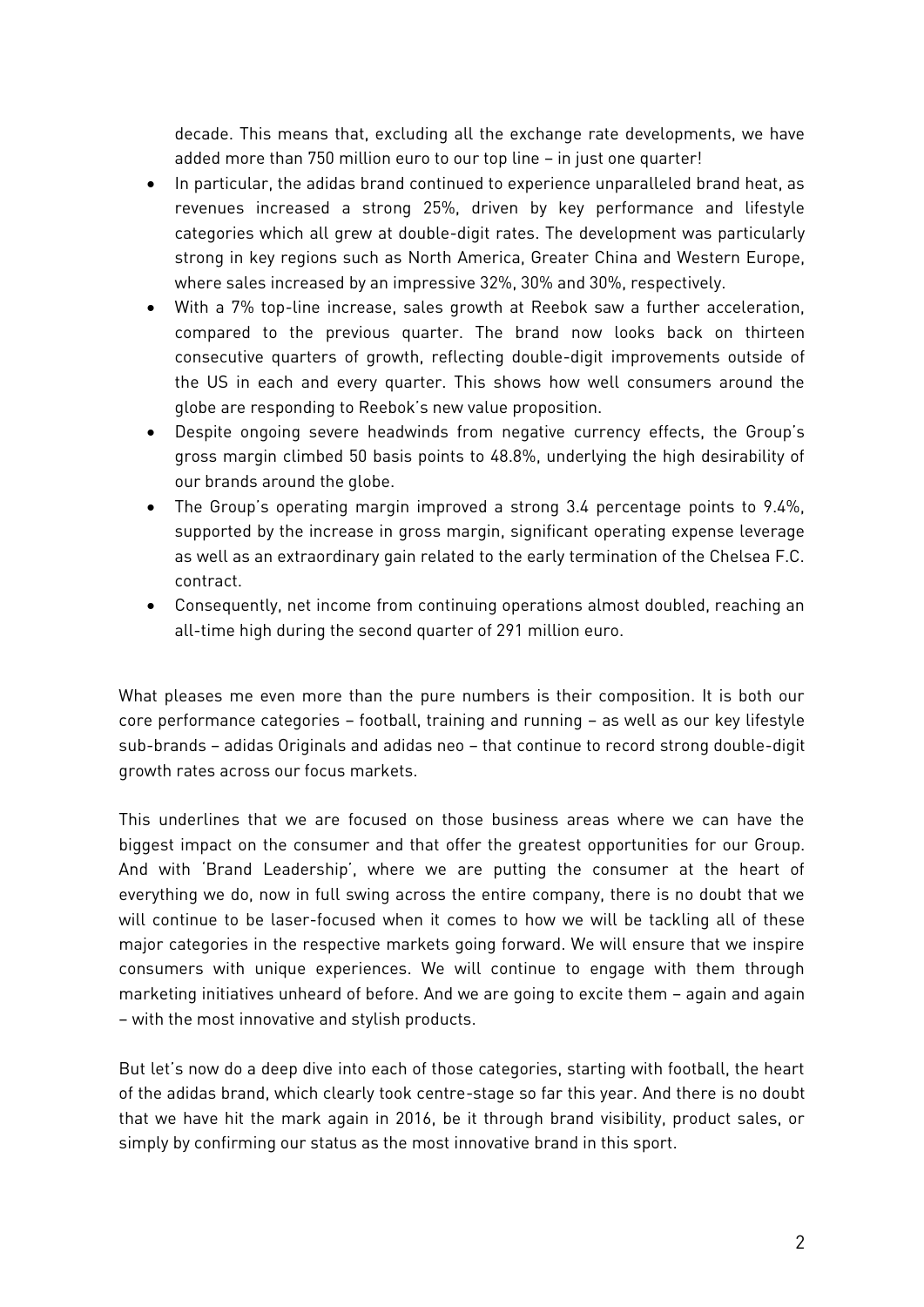decade. This means that, excluding all the exchange rate developments, we have added more than 750 million euro to our top line – in just one quarter!

- In particular, the adidas brand continued to experience unparalleled brand heat, as revenues increased a strong 25%, driven by key performance and lifestyle categories which all grew at double-digit rates. The development was particularly strong in key regions such as North America, Greater China and Western Europe, where sales increased by an impressive 32%, 30% and 30%, respectively.
- With a 7% top-line increase, sales growth at Reebok saw a further acceleration, compared to the previous quarter. The brand now looks back on thirteen consecutive quarters of growth, reflecting double-digit improvements outside of the US in each and every quarter. This shows how well consumers around the globe are responding to Reebok's new value proposition.
- Despite ongoing severe headwinds from negative currency effects, the Group's gross margin climbed 50 basis points to 48.8%, underlying the high desirability of our brands around the globe.
- The Group's operating margin improved a strong 3.4 percentage points to 9.4%, supported by the increase in gross margin, significant operating expense leverage as well as an extraordinary gain related to the early termination of the Chelsea F.C. contract.
- Consequently, net income from continuing operations almost doubled, reaching an all-time high during the second quarter of 291 million euro.

What pleases me even more than the pure numbers is their composition. It is both our core performance categories – football, training and running – as well as our key lifestyle sub-brands – adidas Originals and adidas neo – that continue to record strong double-digit growth rates across our focus markets.

This underlines that we are focused on those business areas where we can have the biggest impact on the consumer and that offer the greatest opportunities for our Group. And with 'Brand Leadership', where we are putting the consumer at the heart of everything we do, now in full swing across the entire company, there is no doubt that we will continue to be laser-focused when it comes to how we will be tackling all of these major categories in the respective markets going forward. We will ensure that we inspire consumers with unique experiences. We will continue to engage with them through marketing initiatives unheard of before. And we are going to excite them – again and again – with the most innovative and stylish products.

But let's now do a deep dive into each of those categories, starting with football, the heart of the adidas brand, which clearly took centre-stage so far this year. And there is no doubt that we have hit the mark again in 2016, be it through brand visibility, product sales, or simply by confirming our status as the most innovative brand in this sport.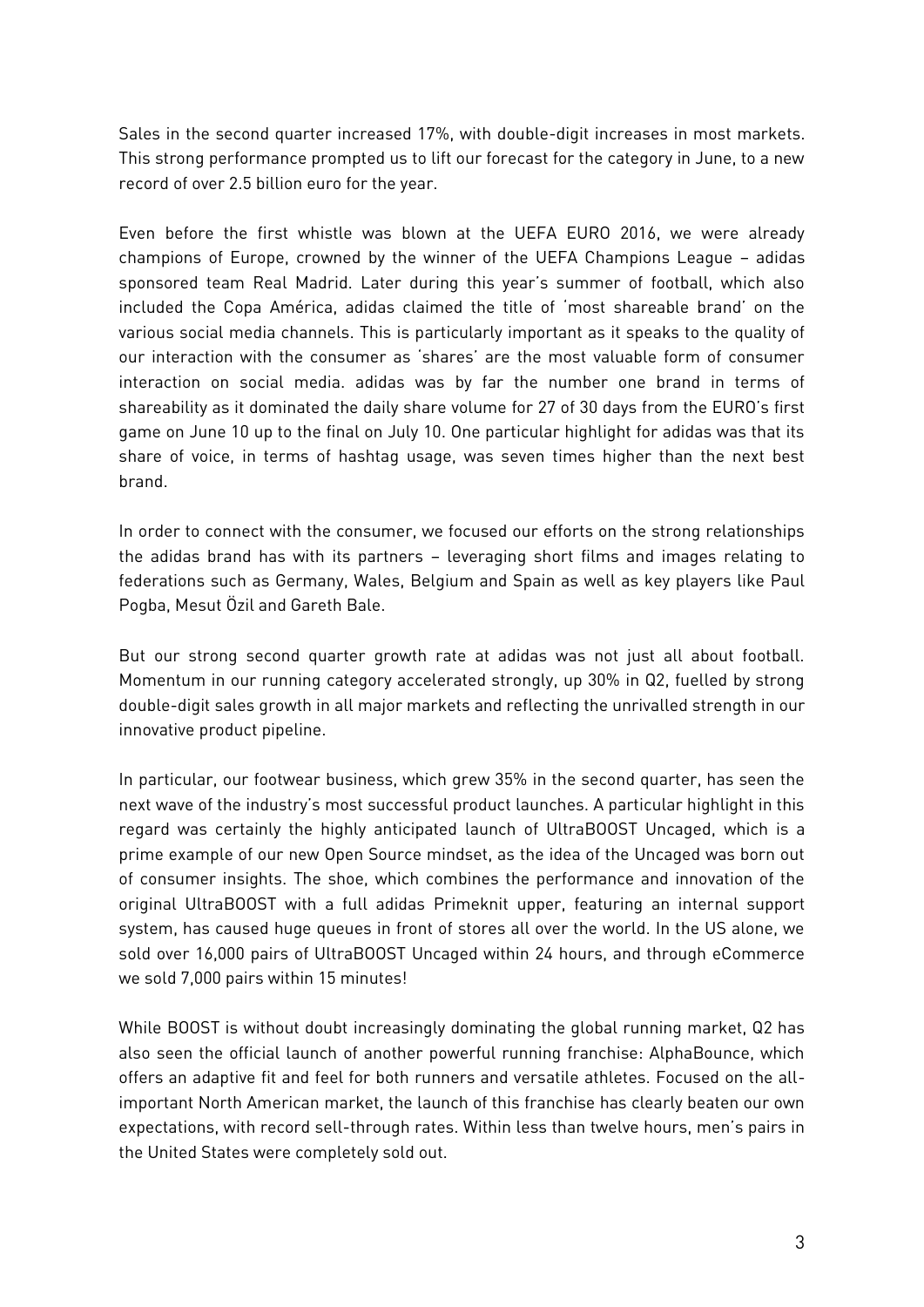Sales in the second quarter increased 17%, with double-digit increases in most markets. This strong performance prompted us to lift our forecast for the category in June, to a new record of over 2.5 billion euro for the year.

Even before the first whistle was blown at the UEFA EURO 2016, we were already champions of Europe, crowned by the winner of the UEFA Champions League – adidas sponsored team Real Madrid. Later during this year's summer of football, which also included the Copa América, adidas claimed the title of 'most shareable brand' on the various social media channels. This is particularly important as it speaks to the quality of our interaction with the consumer as 'shares' are the most valuable form of consumer interaction on social media. adidas was by far the number one brand in terms of shareability as it dominated the daily share volume for 27 of 30 days from the EURO's first game on June 10 up to the final on July 10. One particular highlight for adidas was that its share of voice, in terms of hashtag usage, was seven times higher than the next best brand.

In order to connect with the consumer, we focused our efforts on the strong relationships the adidas brand has with its partners – leveraging short films and images relating to federations such as Germany, Wales, Belgium and Spain as well as key players like Paul Pogba, Mesut Özil and Gareth Bale.

But our strong second quarter growth rate at adidas was not just all about football. Momentum in our running category accelerated strongly, up 30% in Q2, fuelled by strong double-digit sales growth in all major markets and reflecting the unrivalled strength in our innovative product pipeline.

In particular, our footwear business, which grew 35% in the second quarter, has seen the next wave of the industry's most successful product launches. A particular highlight in this regard was certainly the highly anticipated launch of UltraBOOST Uncaged, which is a prime example of our new Open Source mindset, as the idea of the Uncaged was born out of consumer insights. The shoe, which combines the performance and innovation of the original UltraBOOST with a full adidas Primeknit upper, featuring an internal support system, has caused huge queues in front of stores all over the world. In the US alone, we sold over 16,000 pairs of UltraBOOST Uncaged within 24 hours, and through eCommerce we sold 7,000 pairs within 15 minutes!

While BOOST is without doubt increasingly dominating the global running market, Q2 has also seen the official launch of another powerful running franchise: AlphaBounce, which offers an adaptive fit and feel for both runners and versatile athletes. Focused on the all-important North American market, the launch of this franchise has clearly beaten our own expectations, with record sell-through rates. Within less than twelve hours, men's pairs in the United States were completely sold out.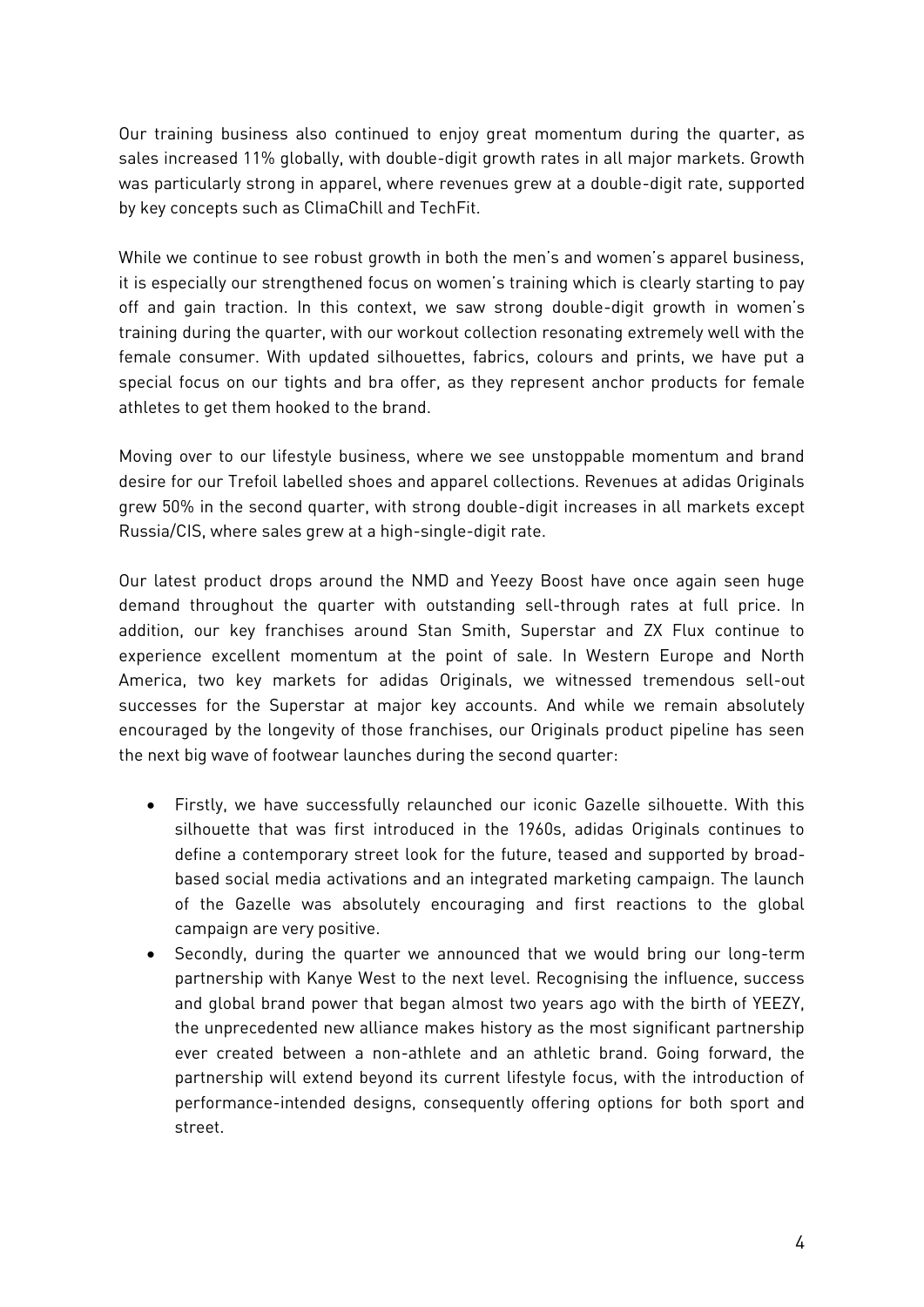Our training business also continued to enjoy great momentum during the quarter, as sales increased 11% globally, with double-digit growth rates in all major markets. Growth was particularly strong in apparel, where revenues grew at a double-digit rate, supported by key concepts such as ClimaChill and TechFit.

While we continue to see robust growth in both the men's and women's apparel business, it is especially our strengthened focus on women's training which is clearly starting to pay off and gain traction. In this context, we saw strong double-digit growth in women's training during the quarter, with our workout collection resonating extremely well with the female consumer. With updated silhouettes, fabrics, colours and prints, we have put a special focus on our tights and bra offer, as they represent anchor products for female athletes to get them hooked to the brand.

Moving over to our lifestyle business, where we see unstoppable momentum and brand desire for our Trefoil labelled shoes and apparel collections. Revenues at adidas Originals grew 50% in the second quarter, with strong double-digit increases in all markets except Russia/CIS, where sales grew at a high-single-digit rate.

Our latest product drops around the NMD and Yeezy Boost have once again seen huge demand throughout the quarter with outstanding sell-through rates at full price. In addition, our key franchises around Stan Smith, Superstar and ZX Flux continue to experience excellent momentum at the point of sale. In Western Europe and North America, two key markets for adidas Originals, we witnessed tremendous sell-out successes for the Superstar at major key accounts. And while we remain absolutely encouraged by the longevity of those franchises, our Originals product pipeline has seen the next big wave of footwear launches during the second quarter:

- Firstly, we have successfully relaunched our iconic Gazelle silhouette. With this silhouette that was first introduced in the 1960s, adidas Originals continues to define a contemporary street look for the future, teased and supported by broad-based social media activations and an integrated marketing campaign. The launch of the Gazelle was absolutely encouraging and first reactions to the global campaign are very positive.
- Secondly, during the quarter we announced that we would bring our long-term partnership with Kanye West to the next level. Recognising the influence, success and global brand power that began almost two years ago with the birth of YEEZY, the unprecedented new alliance makes history as the most significant partnership ever created between a non-athlete and an athletic brand. Going forward, the partnership will extend beyond its current lifestyle focus, with the introduction of performance-intended designs, consequently offering options for both sport and street.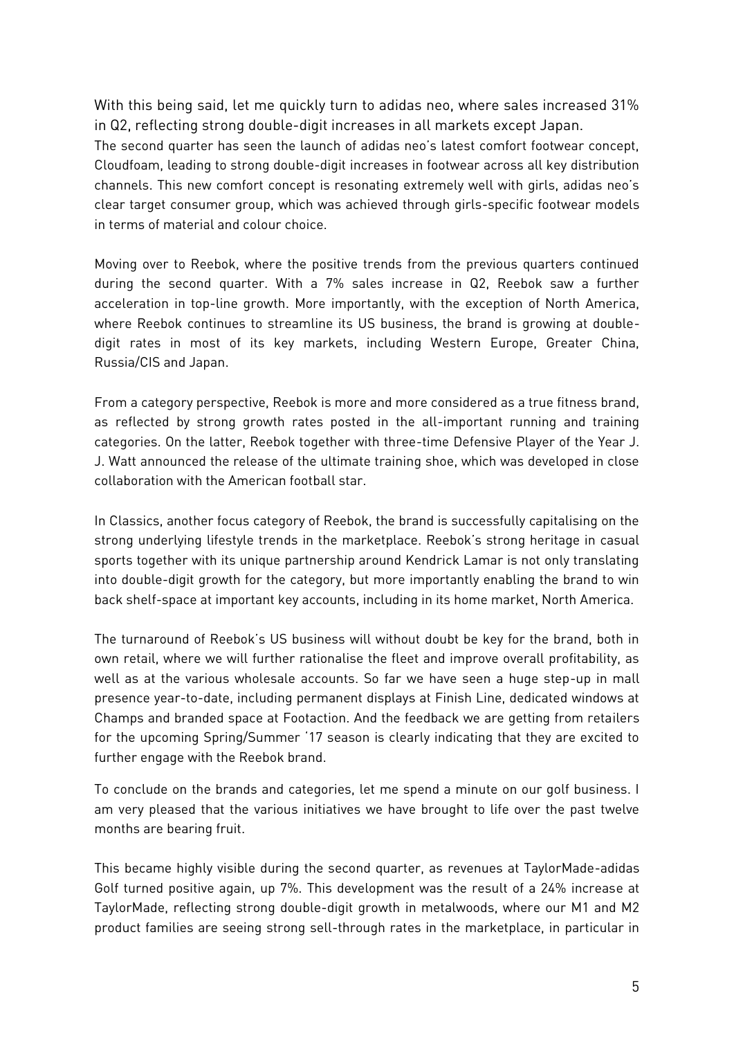With this being said, let me quickly turn to adidas neo, where sales increased 31% in Q2, reflecting strong double-digit increases in all markets except Japan.
The second quarter has seen the launch of adidas neo's latest comfort footwear concept, Cloudfoam, leading to strong double-digit increases in footwear across all key distribution channels. This new comfort concept is resonating extremely well with girls, adidas neo's clear target consumer group, which was achieved through girls-specific footwear models in terms of material and colour choice.

Moving over to Reebok, where the positive trends from the previous quarters continued during the second quarter. With a 7% sales increase in Q2, Reebok saw a further acceleration in top-line growth. More importantly, with the exception of North America, where Reebok continues to streamline its US business, the brand is growing at double-digit rates in most of its key markets, including Western Europe, Greater China, Russia/CIS and Japan.

From a category perspective, Reebok is more and more considered as a true fitness brand, as reflected by strong growth rates posted in the all-important running and training categories. On the latter, Reebok together with three-time Defensive Player of the Year J. J. Watt announced the release of the ultimate training shoe, which was developed in close collaboration with the American football star.

In Classics, another focus category of Reebok, the brand is successfully capitalising on the strong underlying lifestyle trends in the marketplace. Reebok's strong heritage in casual sports together with its unique partnership around Kendrick Lamar is not only translating into double-digit growth for the category, but more importantly enabling the brand to win back shelf-space at important key accounts, including in its home market, North America.

The turnaround of Reebok's US business will without doubt be key for the brand, both in own retail, where we will further rationalise the fleet and improve overall profitability, as well as at the various wholesale accounts. So far we have seen a huge step-up in mall presence year-to-date, including permanent displays at Finish Line, dedicated windows at Champs and branded space at Footaction. And the feedback we are getting from retailers for the upcoming Spring/Summer '17 season is clearly indicating that they are excited to further engage with the Reebok brand.

To conclude on the brands and categories, let me spend a minute on our golf business. I am very pleased that the various initiatives we have brought to life over the past twelve months are bearing fruit.

This became highly visible during the second quarter, as revenues at TaylorMade-adidas Golf turned positive again, up 7%. This development was the result of a 24% increase at TaylorMade, reflecting strong double-digit growth in metalwoods, where our M1 and M2 product families are seeing strong sell-through rates in the marketplace, in particular in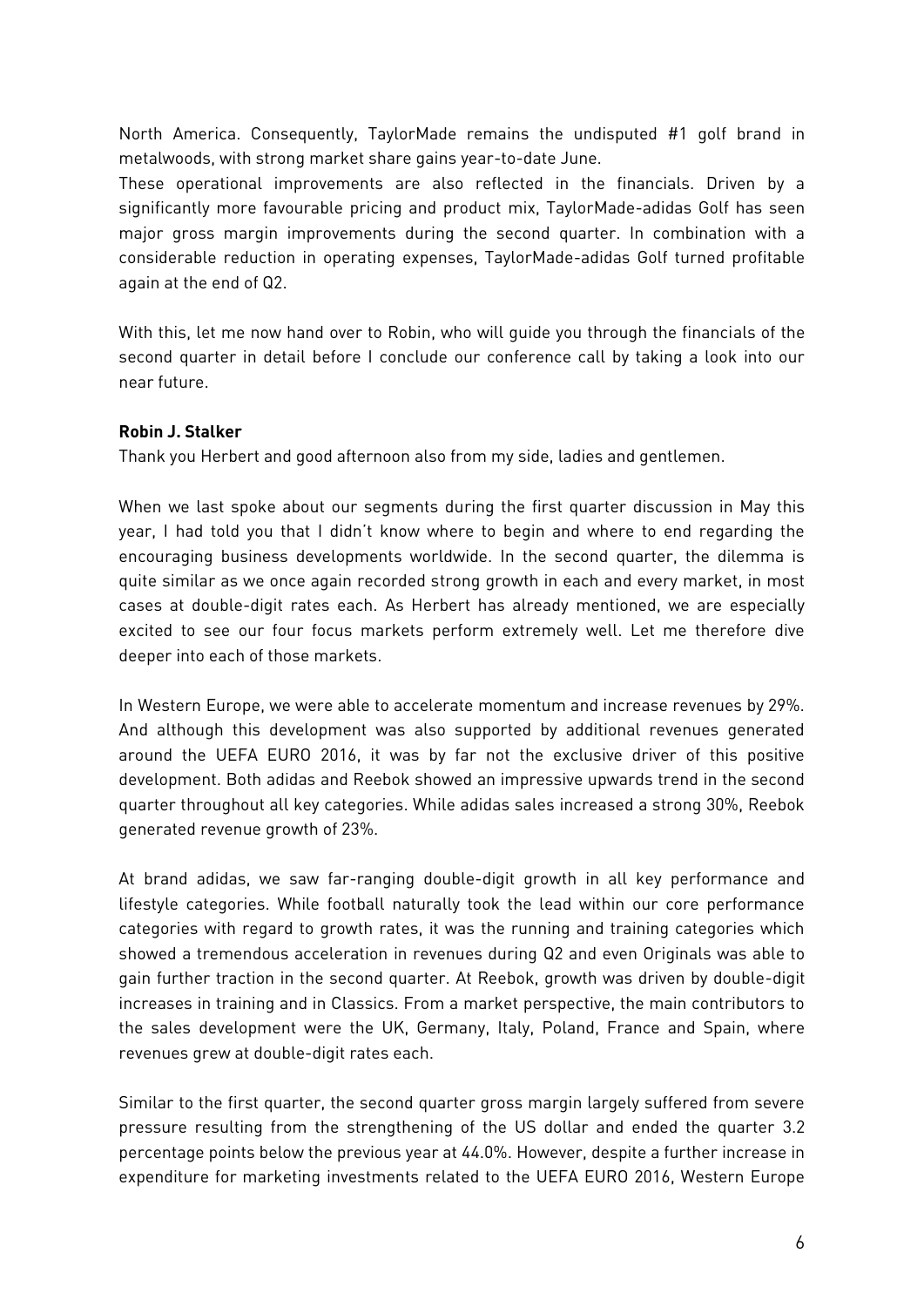North America. Consequently, TaylorMade remains the undisputed #1 golf brand in metalwoods, with strong market share gains year-to-date June.

These operational improvements are also reflected in the financials. Driven by a significantly more favourable pricing and product mix, TaylorMade-adidas Golf has seen major gross margin improvements during the second quarter. In combination with a considerable reduction in operating expenses, TaylorMade-adidas Golf turned profitable again at the end of Q2.

With this, let me now hand over to Robin, who will guide you through the financials of the second quarter in detail before I conclude our conference call by taking a look into our near future.

**Robin J. Stalker**

Thank you Herbert and good afternoon also from my side, ladies and gentlemen.

When we last spoke about our segments during the first quarter discussion in May this year, I had told you that I didn't know where to begin and where to end regarding the encouraging business developments worldwide. In the second quarter, the dilemma is quite similar as we once again recorded strong growth in each and every market, in most cases at double-digit rates each. As Herbert has already mentioned, we are especially excited to see our four focus markets perform extremely well. Let me therefore dive deeper into each of those markets.

In Western Europe, we were able to accelerate momentum and increase revenues by 29%. And although this development was also supported by additional revenues generated around the UEFA EURO 2016, it was by far not the exclusive driver of this positive development. Both adidas and Reebok showed an impressive upwards trend in the second quarter throughout all key categories. While adidas sales increased a strong 30%, Reebok generated revenue growth of 23%.

At brand adidas, we saw far-ranging double-digit growth in all key performance and lifestyle categories. While football naturally took the lead within our core performance categories with regard to growth rates, it was the running and training categories which showed a tremendous acceleration in revenues during Q2 and even Originals was able to gain further traction in the second quarter. At Reebok, growth was driven by double-digit increases in training and in Classics. From a market perspective, the main contributors to the sales development were the UK, Germany, Italy, Poland, France and Spain, where revenues grew at double-digit rates each.

Similar to the first quarter, the second quarter gross margin largely suffered from severe pressure resulting from the strengthening of the US dollar and ended the quarter 3.2 percentage points below the previous year at 44.0%. However, despite a further increase in expenditure for marketing investments related to the UEFA EURO 2016, Western Europe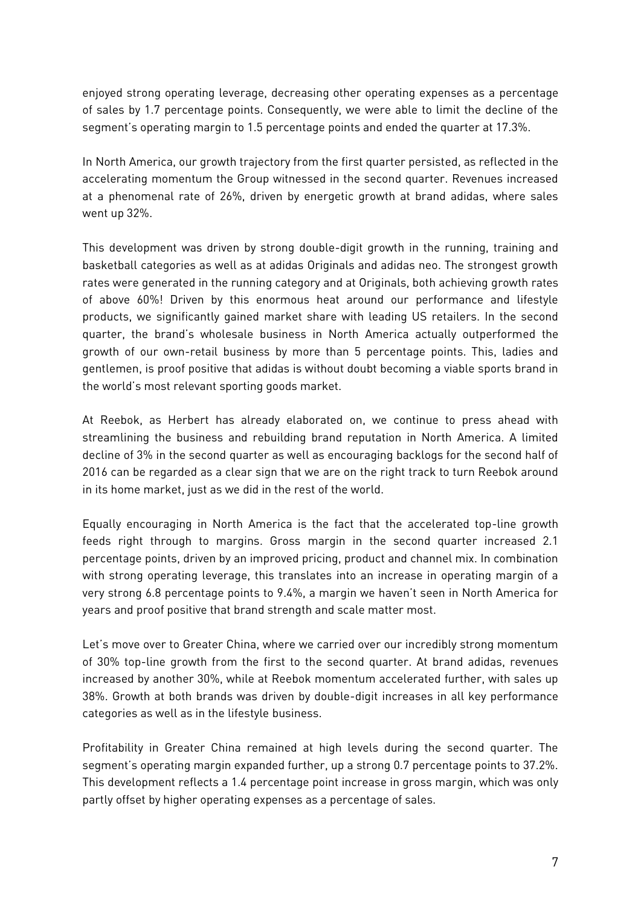enjoyed strong operating leverage, decreasing other operating expenses as a percentage of sales by 1.7 percentage points. Consequently, we were able to limit the decline of the segment's operating margin to 1.5 percentage points and ended the quarter at 17.3%.

In North America, our growth trajectory from the first quarter persisted, as reflected in the accelerating momentum the Group witnessed in the second quarter. Revenues increased at a phenomenal rate of 26%, driven by energetic growth at brand adidas, where sales went up 32%.

This development was driven by strong double-digit growth in the running, training and basketball categories as well as at adidas Originals and adidas neo. The strongest growth rates were generated in the running category and at Originals, both achieving growth rates of above 60%! Driven by this enormous heat around our performance and lifestyle products, we significantly gained market share with leading US retailers. In the second quarter, the brand's wholesale business in North America actually outperformed the growth of our own-retail business by more than 5 percentage points. This, ladies and gentlemen, is proof positive that adidas is without doubt becoming a viable sports brand in the world's most relevant sporting goods market.

At Reebok, as Herbert has already elaborated on, we continue to press ahead with streamlining the business and rebuilding brand reputation in North America. A limited decline of 3% in the second quarter as well as encouraging backlogs for the second half of 2016 can be regarded as a clear sign that we are on the right track to turn Reebok around in its home market, just as we did in the rest of the world.

Equally encouraging in North America is the fact that the accelerated top-line growth feeds right through to margins. Gross margin in the second quarter increased 2.1 percentage points, driven by an improved pricing, product and channel mix. In combination with strong operating leverage, this translates into an increase in operating margin of a very strong 6.8 percentage points to 9.4%, a margin we haven't seen in North America for years and proof positive that brand strength and scale matter most.

Let's move over to Greater China, where we carried over our incredibly strong momentum of 30% top-line growth from the first to the second quarter. At brand adidas, revenues increased by another 30%, while at Reebok momentum accelerated further, with sales up 38%. Growth at both brands was driven by double-digit increases in all key performance categories as well as in the lifestyle business.

Profitability in Greater China remained at high levels during the second quarter. The segment's operating margin expanded further, up a strong 0.7 percentage points to 37.2%. This development reflects a 1.4 percentage point increase in gross margin, which was only partly offset by higher operating expenses as a percentage of sales.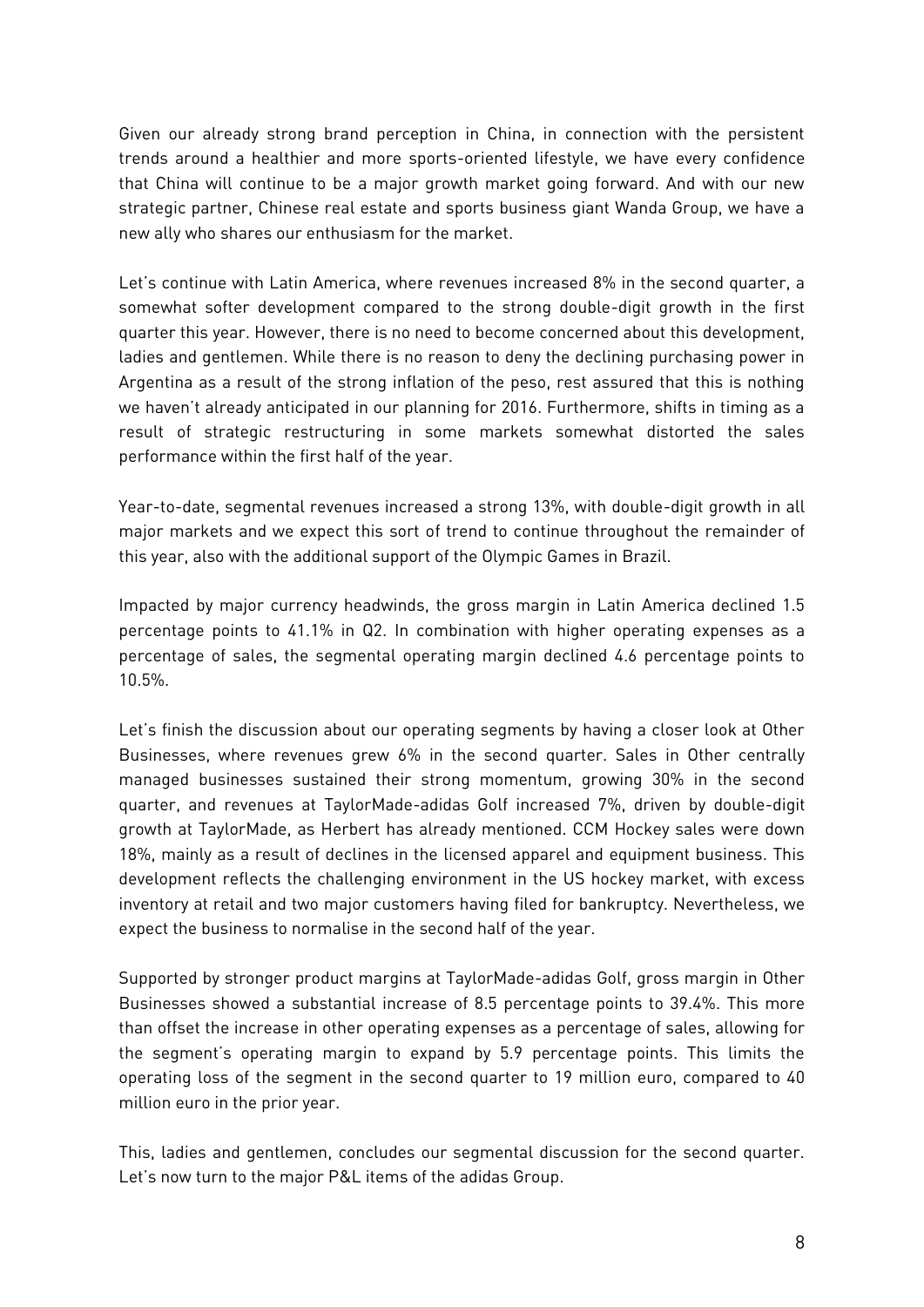Given our already strong brand perception in China, in connection with the persistent trends around a healthier and more sports-oriented lifestyle, we have every confidence that China will continue to be a major growth market going forward. And with our new strategic partner, Chinese real estate and sports business giant Wanda Group, we have a new ally who shares our enthusiasm for the market.

Let's continue with Latin America, where revenues increased 8% in the second quarter, a somewhat softer development compared to the strong double-digit growth in the first quarter this year. However, there is no need to become concerned about this development, ladies and gentlemen. While there is no reason to deny the declining purchasing power in Argentina as a result of the strong inflation of the peso, rest assured that this is nothing we haven't already anticipated in our planning for 2016. Furthermore, shifts in timing as a result of strategic restructuring in some markets somewhat distorted the sales performance within the first half of the year.

Year-to-date, segmental revenues increased a strong 13%, with double-digit growth in all major markets and we expect this sort of trend to continue throughout the remainder of this year, also with the additional support of the Olympic Games in Brazil.

Impacted by major currency headwinds, the gross margin in Latin America declined 1.5 percentage points to 41.1% in Q2. In combination with higher operating expenses as a percentage of sales, the segmental operating margin declined 4.6 percentage points to 10.5%.

Let's finish the discussion about our operating segments by having a closer look at Other Businesses, where revenues grew 6% in the second quarter. Sales in Other centrally managed businesses sustained their strong momentum, growing 30% in the second quarter, and revenues at TaylorMade-adidas Golf increased 7%, driven by double-digit growth at TaylorMade, as Herbert has already mentioned. CCM Hockey sales were down 18%, mainly as a result of declines in the licensed apparel and equipment business. This development reflects the challenging environment in the US hockey market, with excess inventory at retail and two major customers having filed for bankruptcy. Nevertheless, we expect the business to normalise in the second half of the year.

Supported by stronger product margins at TaylorMade-adidas Golf, gross margin in Other Businesses showed a substantial increase of 8.5 percentage points to 39.4%. This more than offset the increase in other operating expenses as a percentage of sales, allowing for the segment's operating margin to expand by 5.9 percentage points. This limits the operating loss of the segment in the second quarter to 19 million euro, compared to 40 million euro in the prior year.

This, ladies and gentlemen, concludes our segmental discussion for the second quarter. Let's now turn to the major P&L items of the adidas Group.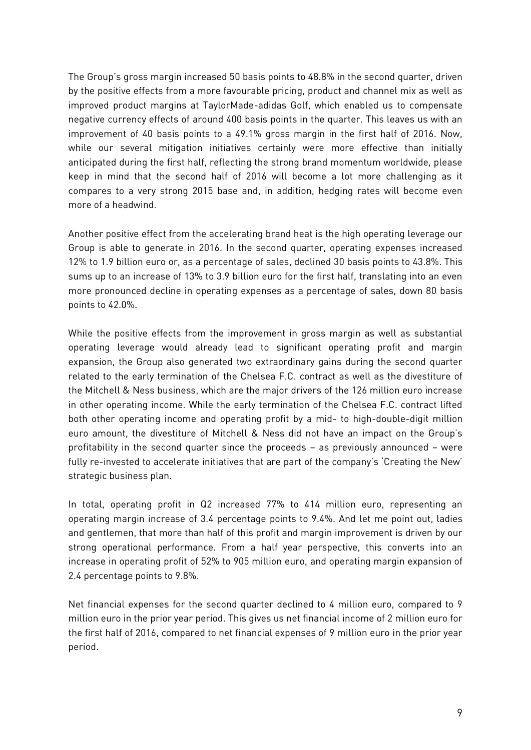The Group's gross margin increased 50 basis points to 48.8% in the second quarter, driven by the positive effects from a more favourable pricing, product and channel mix as well as improved product margins at TaylorMade-adidas Golf, which enabled us to compensate negative currency effects of around 400 basis points in the quarter. This leaves us with an improvement of 40 basis points to a 49.1% gross margin in the first half of 2016. Now, while our several mitigation initiatives certainly were more effective than initially anticipated during the first half, reflecting the strong brand momentum worldwide, please keep in mind that the second half of 2016 will become a lot more challenging as it compares to a very strong 2015 base and, in addition, hedging rates will become even more of a headwind.

Another positive effect from the accelerating brand heat is the high operating leverage our Group is able to generate in 2016. In the second quarter, operating expenses increased 12% to 1.9 billion euro or, as a percentage of sales, declined 30 basis points to 43.8%. This sums up to an increase of 13% to 3.9 billion euro for the first half, translating into an even more pronounced decline in operating expenses as a percentage of sales, down 80 basis points to 42.0%.

While the positive effects from the improvement in gross margin as well as substantial operating leverage would already lead to significant operating profit and margin expansion, the Group also generated two extraordinary gains during the second quarter related to the early termination of the Chelsea F.C. contract as well as the divestiture of the Mitchell & Ness business, which are the major drivers of the 126 million euro increase in other operating income. While the early termination of the Chelsea F.C. contract lifted both other operating income and operating profit by a mid- to high-double-digit million euro amount, the divestiture of Mitchell & Ness did not have an impact on the Group's profitability in the second quarter since the proceeds – as previously announced – were fully re-invested to accelerate initiatives that are part of the company's 'Creating the New' strategic business plan.

In total, operating profit in Q2 increased 77% to 414 million euro, representing an operating margin increase of 3.4 percentage points to 9.4%. And let me point out, ladies and gentlemen, that more than half of this profit and margin improvement is driven by our strong operational performance. From a half year perspective, this converts into an increase in operating profit of 52% to 905 million euro, and operating margin expansion of 2.4 percentage points to 9.8%.

Net financial expenses for the second quarter declined to 4 million euro, compared to 9 million euro in the prior year period. This gives us net financial income of 2 million euro for the first half of 2016, compared to net financial expenses of 9 million euro in the prior year period.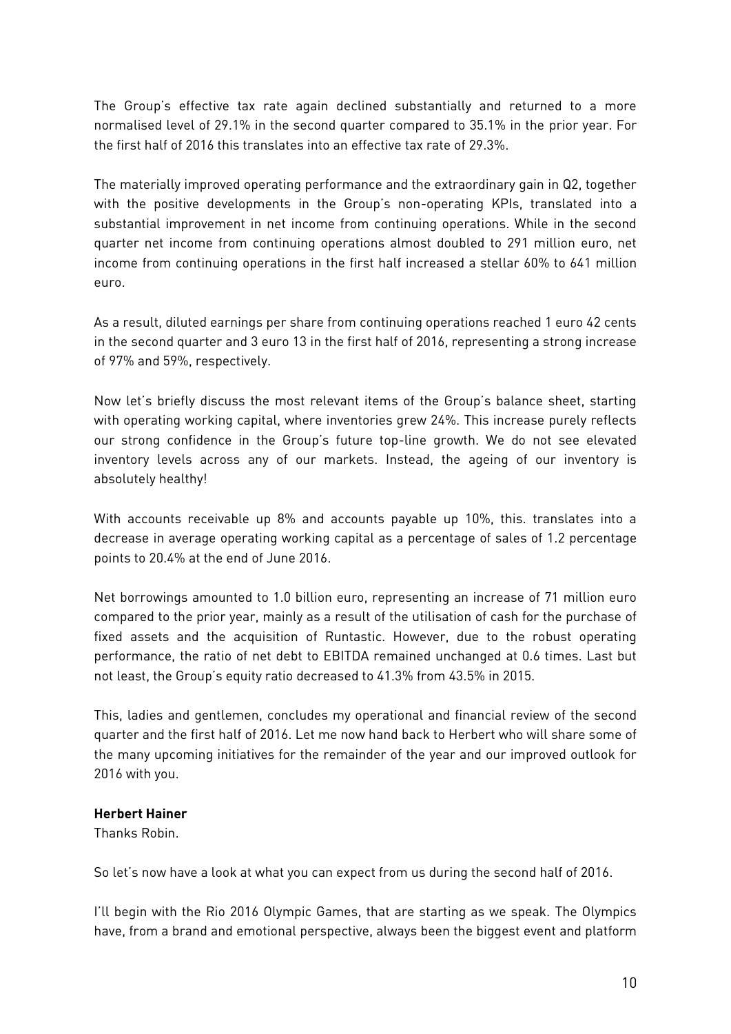The Group's effective tax rate again declined substantially and returned to a more normalised level of 29.1% in the second quarter compared to 35.1% in the prior year. For the first half of 2016 this translates into an effective tax rate of 29.3%.

The materially improved operating performance and the extraordinary gain in Q2, together with the positive developments in the Group's non-operating KPIs, translated into a substantial improvement in net income from continuing operations. While in the second quarter net income from continuing operations almost doubled to 291 million euro, net income from continuing operations in the first half increased a stellar 60% to 641 million euro.

As a result, diluted earnings per share from continuing operations reached 1 euro 42 cents in the second quarter and 3 euro 13 in the first half of 2016, representing a strong increase of 97% and 59%, respectively.

Now let's briefly discuss the most relevant items of the Group's balance sheet, starting with operating working capital, where inventories grew 24%. This increase purely reflects our strong confidence in the Group's future top-line growth. We do not see elevated inventory levels across any of our markets. Instead, the ageing of our inventory is absolutely healthy!

With accounts receivable up 8% and accounts payable up 10%, this. translates into a decrease in average operating working capital as a percentage of sales of 1.2 percentage points to 20.4% at the end of June 2016.

Net borrowings amounted to 1.0 billion euro, representing an increase of 71 million euro compared to the prior year, mainly as a result of the utilisation of cash for the purchase of fixed assets and the acquisition of Runtastic. However, due to the robust operating performance, the ratio of net debt to EBITDA remained unchanged at 0.6 times. Last but not least, the Group's equity ratio decreased to 41.3% from 43.5% in 2015.

This, ladies and gentlemen, concludes my operational and financial review of the second quarter and the first half of 2016. Let me now hand back to Herbert who will share some of the many upcoming initiatives for the remainder of the year and our improved outlook for 2016 with you.

**Herbert Hainer**

Thanks Robin.

So let's now have a look at what you can expect from us during the second half of 2016.

I'll begin with the Rio 2016 Olympic Games, that are starting as we speak. The Olympics have, from a brand and emotional perspective, always been the biggest event and platform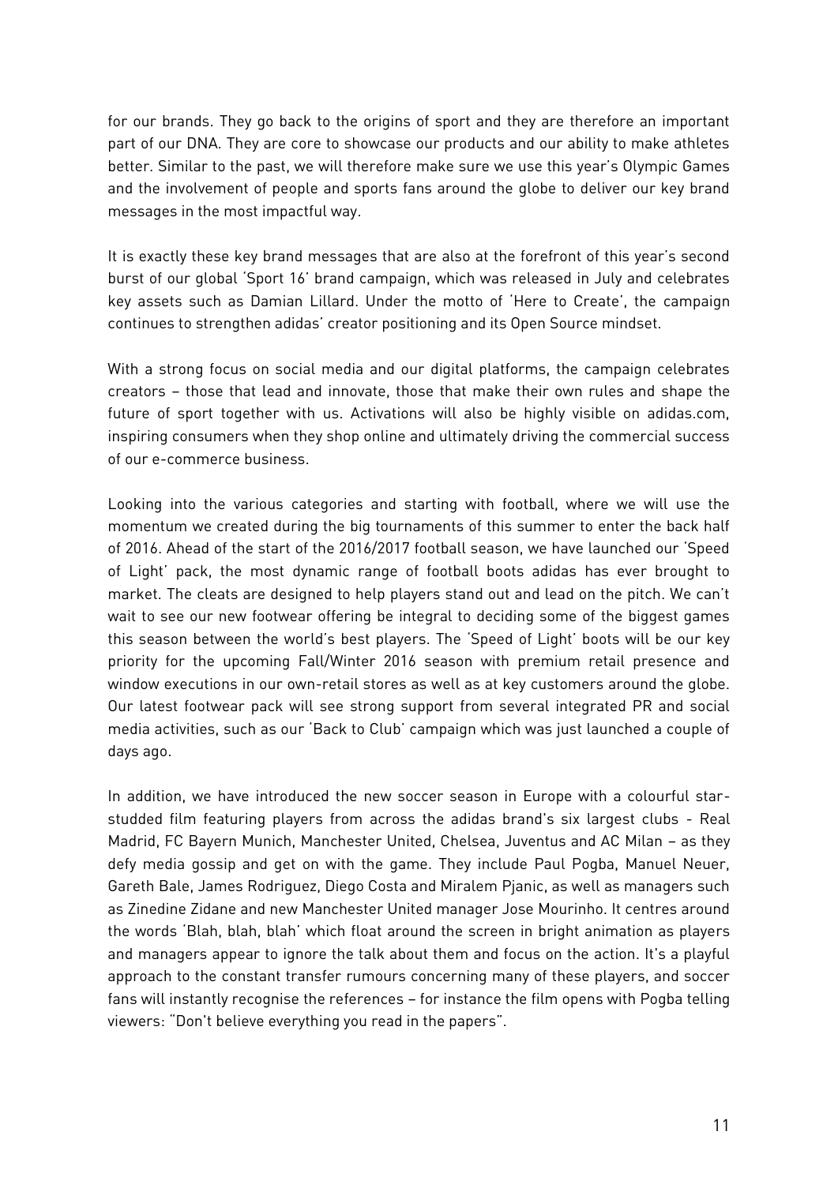for our brands. They go back to the origins of sport and they are therefore an important part of our DNA. They are core to showcase our products and our ability to make athletes better. Similar to the past, we will therefore make sure we use this year's Olympic Games and the involvement of people and sports fans around the globe to deliver our key brand messages in the most impactful way.

It is exactly these key brand messages that are also at the forefront of this year's second burst of our global 'Sport 16' brand campaign, which was released in July and celebrates key assets such as Damian Lillard. Under the motto of 'Here to Create', the campaign continues to strengthen adidas' creator positioning and its Open Source mindset.

With a strong focus on social media and our digital platforms, the campaign celebrates creators – those that lead and innovate, those that make their own rules and shape the future of sport together with us. Activations will also be highly visible on adidas.com, inspiring consumers when they shop online and ultimately driving the commercial success of our e-commerce business.

Looking into the various categories and starting with football, where we will use the momentum we created during the big tournaments of this summer to enter the back half of 2016. Ahead of the start of the 2016/2017 football season, we have launched our 'Speed of Light' pack, the most dynamic range of football boots adidas has ever brought to market. The cleats are designed to help players stand out and lead on the pitch. We can't wait to see our new footwear offering be integral to deciding some of the biggest games this season between the world's best players. The 'Speed of Light' boots will be our key priority for the upcoming Fall/Winter 2016 season with premium retail presence and window executions in our own-retail stores as well as at key customers around the globe. Our latest footwear pack will see strong support from several integrated PR and social media activities, such as our 'Back to Club' campaign which was just launched a couple of days ago.

In addition, we have introduced the new soccer season in Europe with a colourful star-studded film featuring players from across the adidas brand's six largest clubs - Real Madrid, FC Bayern Munich, Manchester United, Chelsea, Juventus and AC Milan – as they defy media gossip and get on with the game. They include Paul Pogba, Manuel Neuer, Gareth Bale, James Rodriguez, Diego Costa and Miralem Pjanic, as well as managers such as Zinedine Zidane and new Manchester United manager Jose Mourinho. It centres around the words 'Blah, blah, blah' which float around the screen in bright animation as players and managers appear to ignore the talk about them and focus on the action. It's a playful approach to the constant transfer rumours concerning many of these players, and soccer fans will instantly recognise the references – for instance the film opens with Pogba telling viewers: "Don't believe everything you read in the papers".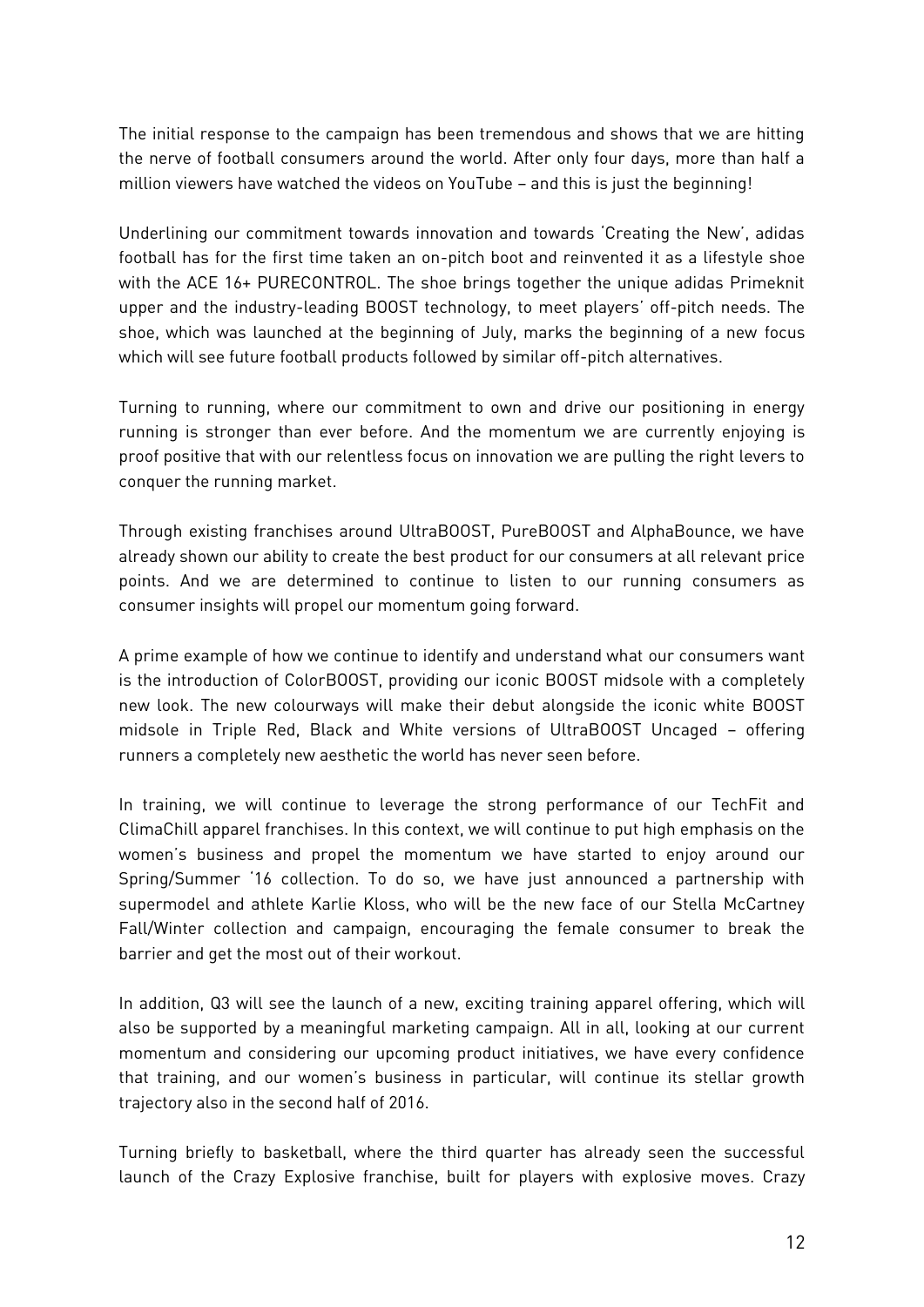The initial response to the campaign has been tremendous and shows that we are hitting the nerve of football consumers around the world. After only four days, more than half a million viewers have watched the videos on YouTube – and this is just the beginning!

Underlining our commitment towards innovation and towards 'Creating the New', adidas football has for the first time taken an on-pitch boot and reinvented it as a lifestyle shoe with the ACE 16+ PURECONTROL. The shoe brings together the unique adidas Primeknit upper and the industry-leading BOOST technology, to meet players' off-pitch needs. The shoe, which was launched at the beginning of July, marks the beginning of a new focus which will see future football products followed by similar off-pitch alternatives.

Turning to running, where our commitment to own and drive our positioning in energy running is stronger than ever before. And the momentum we are currently enjoying is proof positive that with our relentless focus on innovation we are pulling the right levers to conquer the running market.

Through existing franchises around UltraBOOST, PureBOOST and AlphaBounce, we have already shown our ability to create the best product for our consumers at all relevant price points. And we are determined to continue to listen to our running consumers as consumer insights will propel our momentum going forward.

A prime example of how we continue to identify and understand what our consumers want is the introduction of ColorBOOST, providing our iconic BOOST midsole with a completely new look. The new colourways will make their debut alongside the iconic white BOOST midsole in Triple Red, Black and White versions of UltraBOOST Uncaged – offering runners a completely new aesthetic the world has never seen before.

In training, we will continue to leverage the strong performance of our TechFit and ClimaChill apparel franchises. In this context, we will continue to put high emphasis on the women's business and propel the momentum we have started to enjoy around our Spring/Summer '16 collection. To do so, we have just announced a partnership with supermodel and athlete Karlie Kloss, who will be the new face of our Stella McCartney Fall/Winter collection and campaign, encouraging the female consumer to break the barrier and get the most out of their workout.

In addition, Q3 will see the launch of a new, exciting training apparel offering, which will also be supported by a meaningful marketing campaign. All in all, looking at our current momentum and considering our upcoming product initiatives, we have every confidence that training, and our women's business in particular, will continue its stellar growth trajectory also in the second half of 2016.

Turning briefly to basketball, where the third quarter has already seen the successful launch of the Crazy Explosive franchise, built for players with explosive moves. Crazy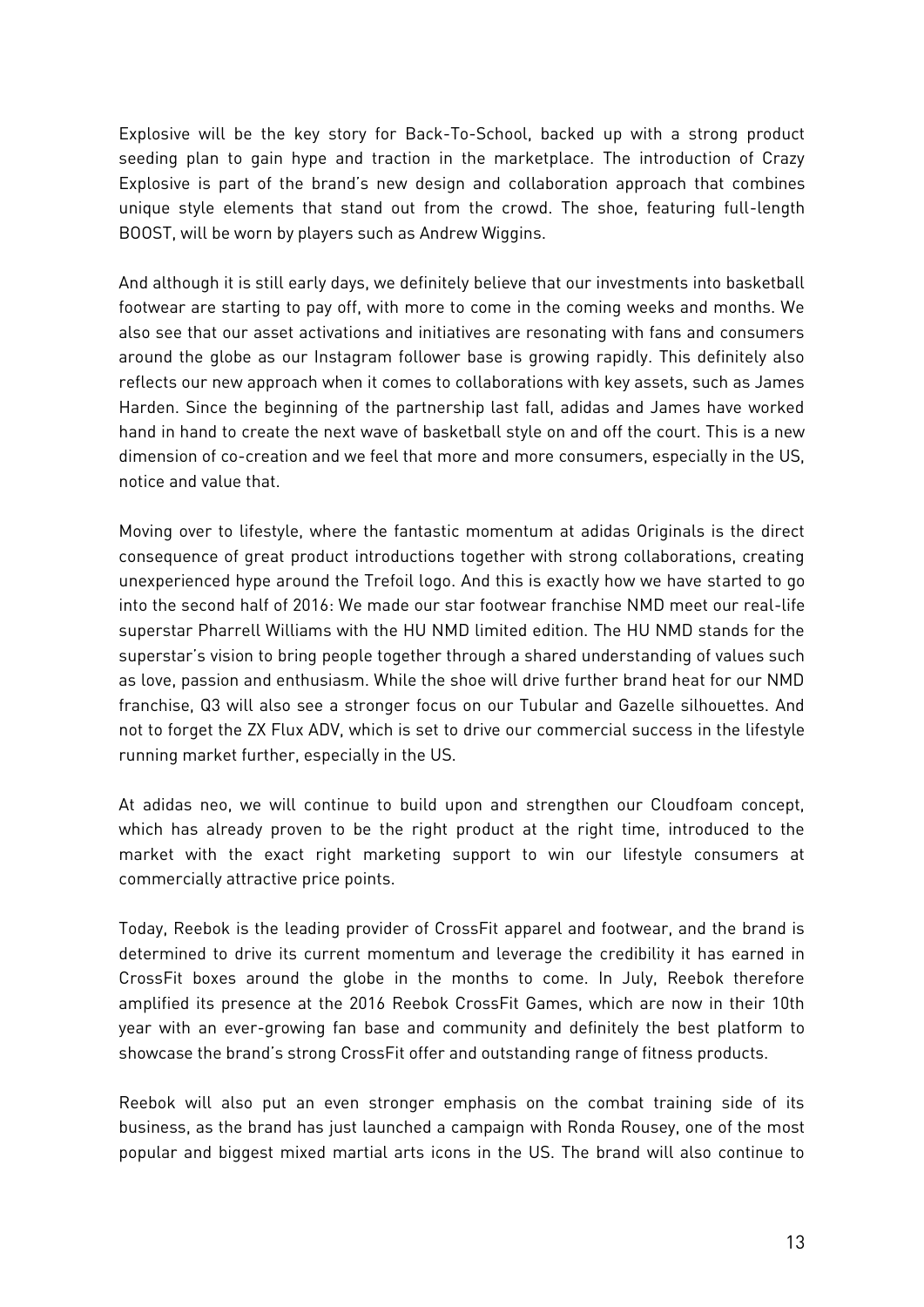Explosive will be the key story for Back-To-School, backed up with a strong product seeding plan to gain hype and traction in the marketplace. The introduction of Crazy Explosive is part of the brand's new design and collaboration approach that combines unique style elements that stand out from the crowd. The shoe, featuring full-length BOOST, will be worn by players such as Andrew Wiggins.

And although it is still early days, we definitely believe that our investments into basketball footwear are starting to pay off, with more to come in the coming weeks and months. We also see that our asset activations and initiatives are resonating with fans and consumers around the globe as our Instagram follower base is growing rapidly. This definitely also reflects our new approach when it comes to collaborations with key assets, such as James Harden. Since the beginning of the partnership last fall, adidas and James have worked hand in hand to create the next wave of basketball style on and off the court. This is a new dimension of co-creation and we feel that more and more consumers, especially in the US, notice and value that.

Moving over to lifestyle, where the fantastic momentum at adidas Originals is the direct consequence of great product introductions together with strong collaborations, creating unexperienced hype around the Trefoil logo. And this is exactly how we have started to go into the second half of 2016: We made our star footwear franchise NMD meet our real-life superstar Pharrell Williams with the HU NMD limited edition. The HU NMD stands for the superstar's vision to bring people together through a shared understanding of values such as love, passion and enthusiasm. While the shoe will drive further brand heat for our NMD franchise, Q3 will also see a stronger focus on our Tubular and Gazelle silhouettes. And not to forget the ZX Flux ADV, which is set to drive our commercial success in the lifestyle running market further, especially in the US.

At adidas neo, we will continue to build upon and strengthen our Cloudfoam concept, which has already proven to be the right product at the right time, introduced to the market with the exact right marketing support to win our lifestyle consumers at commercially attractive price points.

Today, Reebok is the leading provider of CrossFit apparel and footwear, and the brand is determined to drive its current momentum and leverage the credibility it has earned in CrossFit boxes around the globe in the months to come. In July, Reebok therefore amplified its presence at the 2016 Reebok CrossFit Games, which are now in their 10th year with an ever-growing fan base and community and definitely the best platform to showcase the brand's strong CrossFit offer and outstanding range of fitness products.

Reebok will also put an even stronger emphasis on the combat training side of its business, as the brand has just launched a campaign with Ronda Rousey, one of the most popular and biggest mixed martial arts icons in the US. The brand will also continue to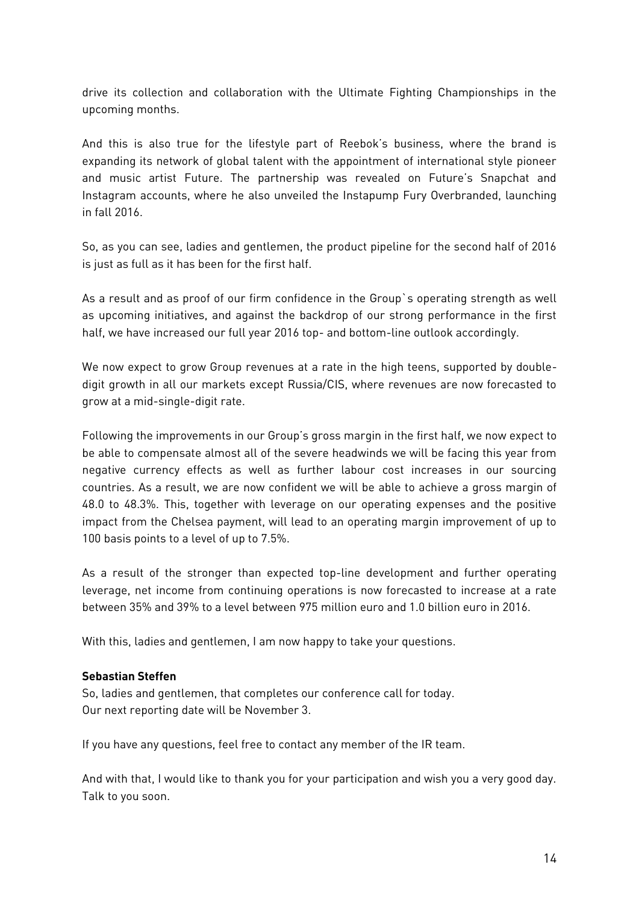drive its collection and collaboration with the Ultimate Fighting Championships in the upcoming months.

And this is also true for the lifestyle part of Reebok's business, where the brand is expanding its network of global talent with the appointment of international style pioneer and music artist Future. The partnership was revealed on Future's Snapchat and Instagram accounts, where he also unveiled the Instapump Fury Overbranded, launching in fall 2016.

So, as you can see, ladies and gentlemen, the product pipeline for the second half of 2016 is just as full as it has been for the first half.

As a result and as proof of our firm confidence in the Group`s operating strength as well as upcoming initiatives, and against the backdrop of our strong performance in the first half, we have increased our full year 2016 top- and bottom-line outlook accordingly.

We now expect to grow Group revenues at a rate in the high teens, supported by double-digit growth in all our markets except Russia/CIS, where revenues are now forecasted to grow at a mid-single-digit rate.

Following the improvements in our Group's gross margin in the first half, we now expect to be able to compensate almost all of the severe headwinds we will be facing this year from negative currency effects as well as further labour cost increases in our sourcing countries. As a result, we are now confident we will be able to achieve a gross margin of 48.0 to 48.3%. This, together with leverage on our operating expenses and the positive impact from the Chelsea payment, will lead to an operating margin improvement of up to 100 basis points to a level of up to 7.5%.

As a result of the stronger than expected top-line development and further operating leverage, net income from continuing operations is now forecasted to increase at a rate between 35% and 39% to a level between 975 million euro and 1.0 billion euro in 2016.

With this, ladies and gentlemen, I am now happy to take your questions.

**Sebastian Steffen**

So, ladies and gentlemen, that completes our conference call for today.
Our next reporting date will be November 3.

If you have any questions, feel free to contact any member of the IR team.

And with that, I would like to thank you for your participation and wish you a very good day. Talk to you soon.